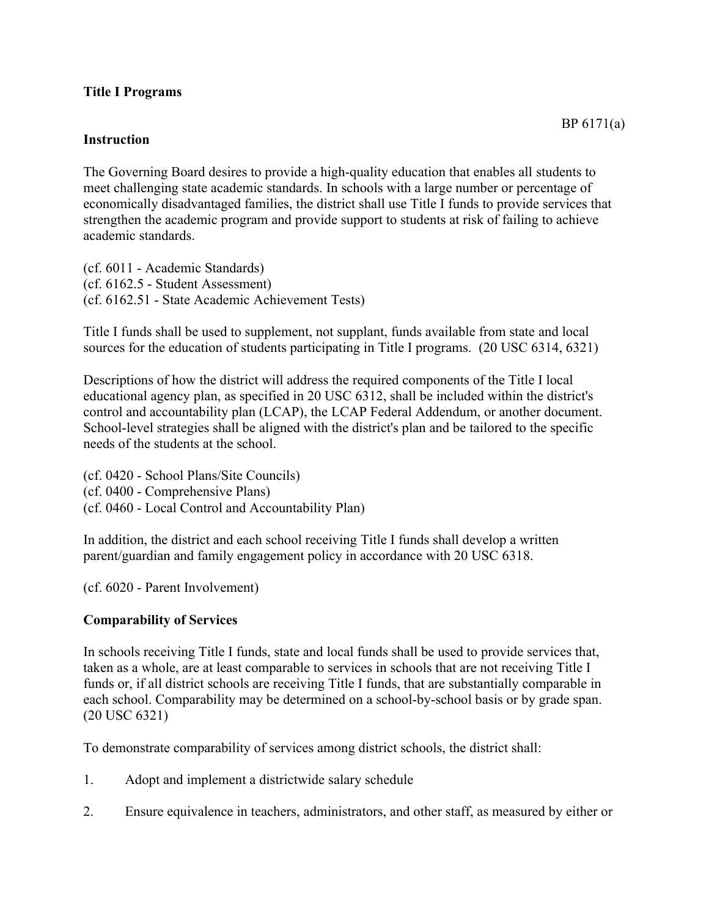**Title I Programs**

BP 6171(a)

**Instruction**

The Governing Board desires to provide a high-quality education that enables all students to meet challenging state academic standards. In schools with a large number or percentage of economically disadvantaged families, the district shall use Title I funds to provide services that strengthen the academic program and provide support to students at risk of failing to achieve academic standards.

(cf. 6011 - Academic Standards)
(cf. 6162.5 - Student Assessment)
(cf. 6162.51 - State Academic Achievement Tests)

Title I funds shall be used to supplement, not supplant, funds available from state and local sources for the education of students participating in Title I programs. (20 USC 6314, 6321)

Descriptions of how the district will address the required components of the Title I local educational agency plan, as specified in 20 USC 6312, shall be included within the district's control and accountability plan (LCAP), the LCAP Federal Addendum, or another document. School-level strategies shall be aligned with the district's plan and be tailored to the specific needs of the students at the school.

(cf. 0420 - School Plans/Site Councils)
(cf. 0400 - Comprehensive Plans)
(cf. 0460 - Local Control and Accountability Plan)

In addition, the district and each school receiving Title I funds shall develop a written parent/guardian and family engagement policy in accordance with 20 USC 6318.

(cf. 6020 - Parent Involvement)

**Comparability of Services**

In schools receiving Title I funds, state and local funds shall be used to provide services that, taken as a whole, are at least comparable to services in schools that are not receiving Title I funds or, if all district schools are receiving Title I funds, that are substantially comparable in each school. Comparability may be determined on a school-by-school basis or by grade span. (20 USC 6321)

To demonstrate comparability of services among district schools, the district shall:

1. Adopt and implement a districtwide salary schedule

2. Ensure equivalence in teachers, administrators, and other staff, as measured by either or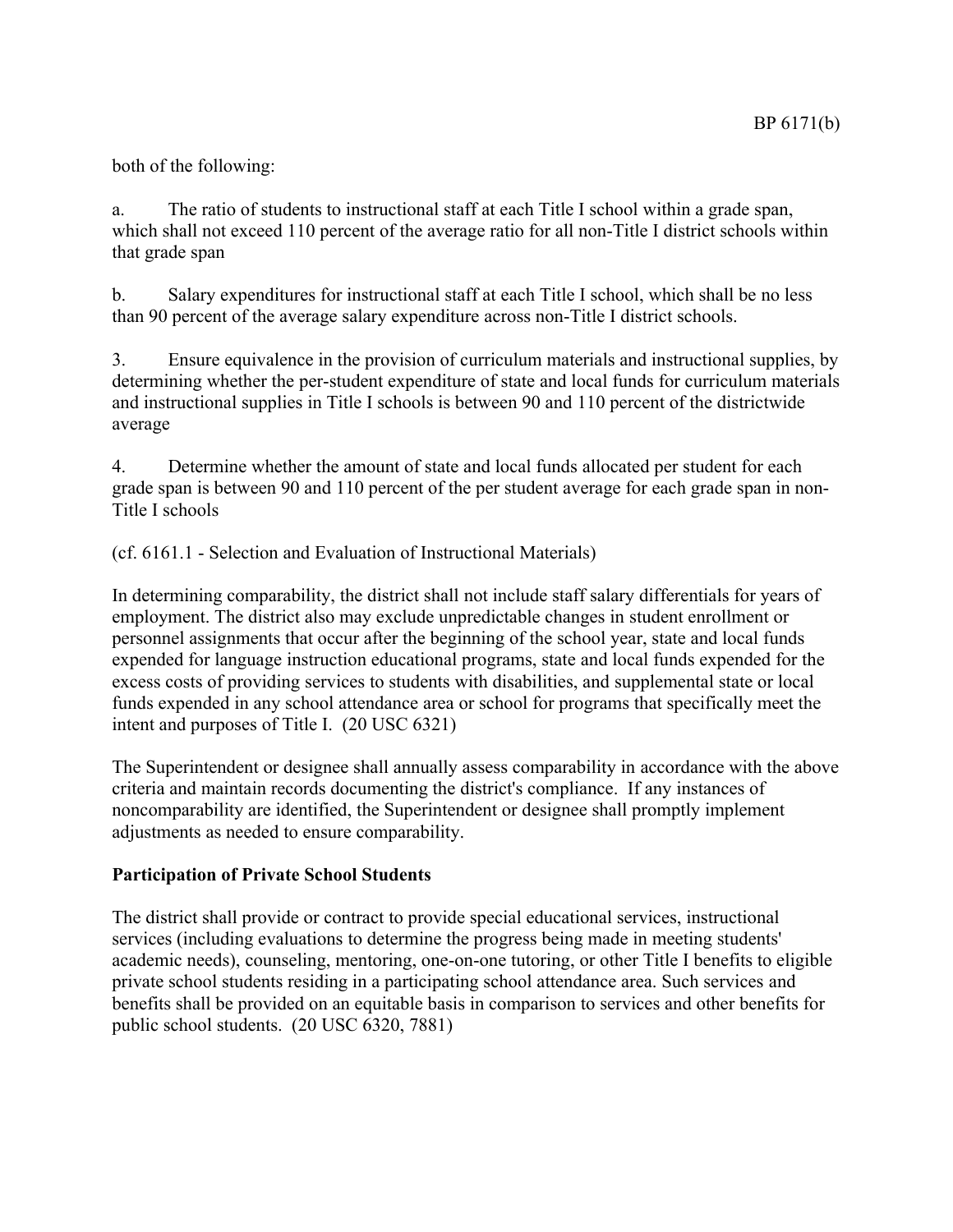both of the following:

a. The ratio of students to instructional staff at each Title I school within a grade span, which shall not exceed 110 percent of the average ratio for all non-Title I district schools within that grade span

b. Salary expenditures for instructional staff at each Title I school, which shall be no less than 90 percent of the average salary expenditure across non-Title I district schools.

3. Ensure equivalence in the provision of curriculum materials and instructional supplies, by determining whether the per-student expenditure of state and local funds for curriculum materials and instructional supplies in Title I schools is between 90 and 110 percent of the districtwide average

4. Determine whether the amount of state and local funds allocated per student for each grade span is between 90 and 110 percent of the per student average for each grade span in non-Title I schools

(cf. 6161.1 - Selection and Evaluation of Instructional Materials)

In determining comparability, the district shall not include staff salary differentials for years of employment. The district also may exclude unpredictable changes in student enrollment or personnel assignments that occur after the beginning of the school year, state and local funds expended for language instruction educational programs, state and local funds expended for the excess costs of providing services to students with disabilities, and supplemental state or local funds expended in any school attendance area or school for programs that specifically meet the intent and purposes of Title I. (20 USC 6321)

The Superintendent or designee shall annually assess comparability in accordance with the above criteria and maintain records documenting the district's compliance. If any instances of noncomparability are identified, the Superintendent or designee shall promptly implement adjustments as needed to ensure comparability.

**Participation of Private School Students**

The district shall provide or contract to provide special educational services, instructional services (including evaluations to determine the progress being made in meeting students' academic needs), counseling, mentoring, one-on-one tutoring, or other Title I benefits to eligible private school students residing in a participating school attendance area. Such services and benefits shall be provided on an equitable basis in comparison to services and other benefits for public school students. (20 USC 6320, 7881)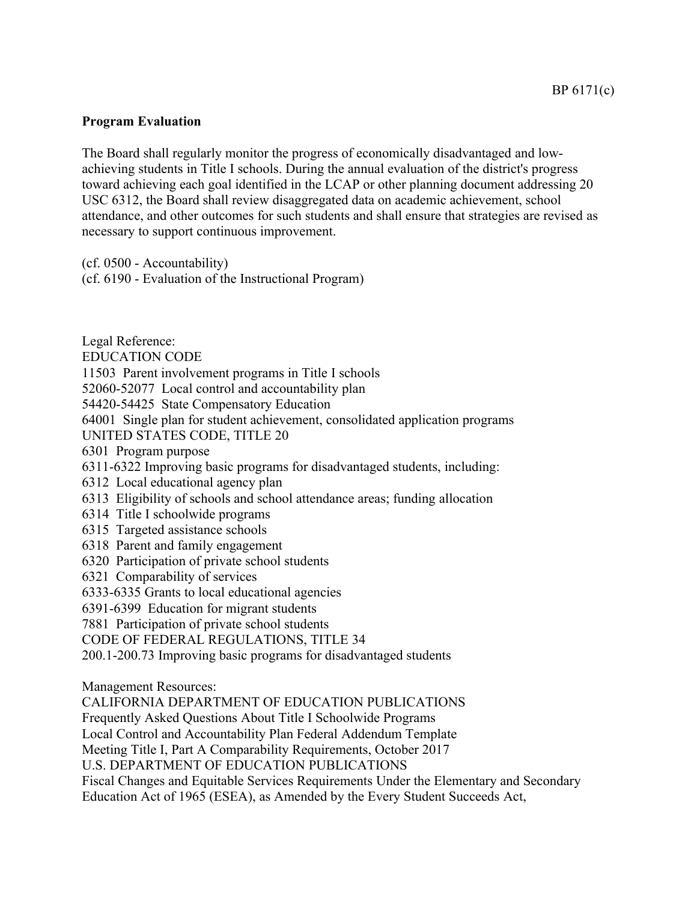**Program Evaluation**

The Board shall regularly monitor the progress of economically disadvantaged and low-achieving students in Title I schools. During the annual evaluation of the district's progress toward achieving each goal identified in the LCAP or other planning document addressing 20 USC 6312, the Board shall review disaggregated data on academic achievement, school attendance, and other outcomes for such students and shall ensure that strategies are revised as necessary to support continuous improvement.

(cf. 0500 - Accountability)
(cf. 6190 - Evaluation of the Instructional Program)

Legal Reference:
EDUCATION CODE
11503 Parent involvement programs in Title I schools
52060-52077 Local control and accountability plan
54420-54425 State Compensatory Education
64001 Single plan for student achievement, consolidated application programs
UNITED STATES CODE, TITLE 20
6301 Program purpose
6311-6322 Improving basic programs for disadvantaged students, including:
6312 Local educational agency plan
6313 Eligibility of schools and school attendance areas; funding allocation
6314 Title I schoolwide programs
6315 Targeted assistance schools
6318 Parent and family engagement
6320 Participation of private school students
6321 Comparability of services
6333-6335 Grants to local educational agencies
6391-6399 Education for migrant students
7881 Participation of private school students
CODE OF FEDERAL REGULATIONS, TITLE 34
200.1-200.73 Improving basic programs for disadvantaged students

Management Resources:
CALIFORNIA DEPARTMENT OF EDUCATION PUBLICATIONS
Frequently Asked Questions About Title I Schoolwide Programs
Local Control and Accountability Plan Federal Addendum Template
Meeting Title I, Part A Comparability Requirements, October 2017
U.S. DEPARTMENT OF EDUCATION PUBLICATIONS
Fiscal Changes and Equitable Services Requirements Under the Elementary and Secondary Education Act of 1965 (ESEA), as Amended by the Every Student Succeeds Act,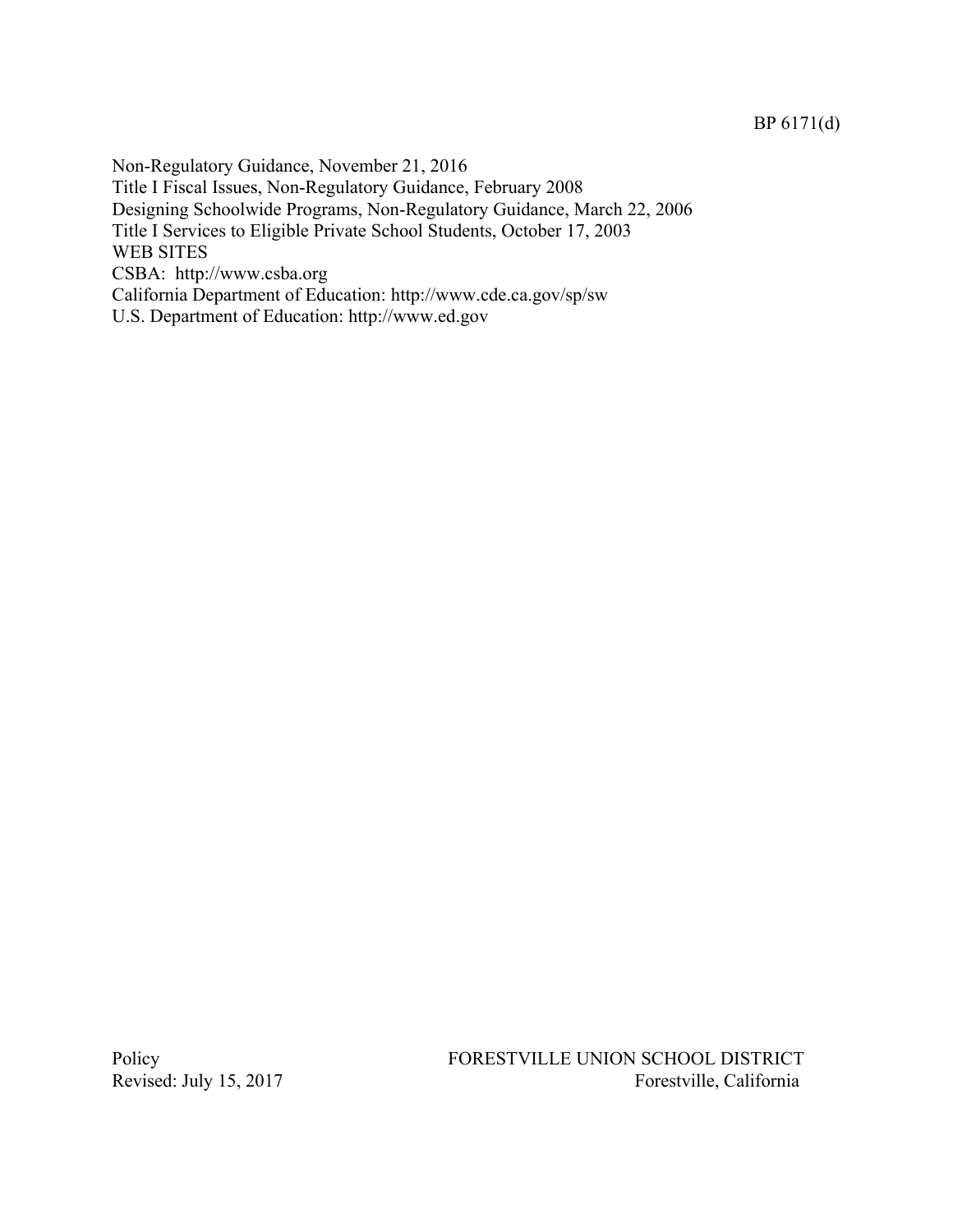Non-Regulatory Guidance, November 21, 2016
Title I Fiscal Issues, Non-Regulatory Guidance, February 2008
Designing Schoolwide Programs, Non-Regulatory Guidance, March 22, 2006
Title I Services to Eligible Private School Students, October 17, 2003
WEB SITES
CSBA: http://www.csba.org
California Department of Education: http://www.cde.ca.gov/sp/sw
U.S. Department of Education: http://www.ed.gov

Policy
Revised: July 15, 2017

FORESTVILLE UNION SCHOOL DISTRICT
Forestville, California